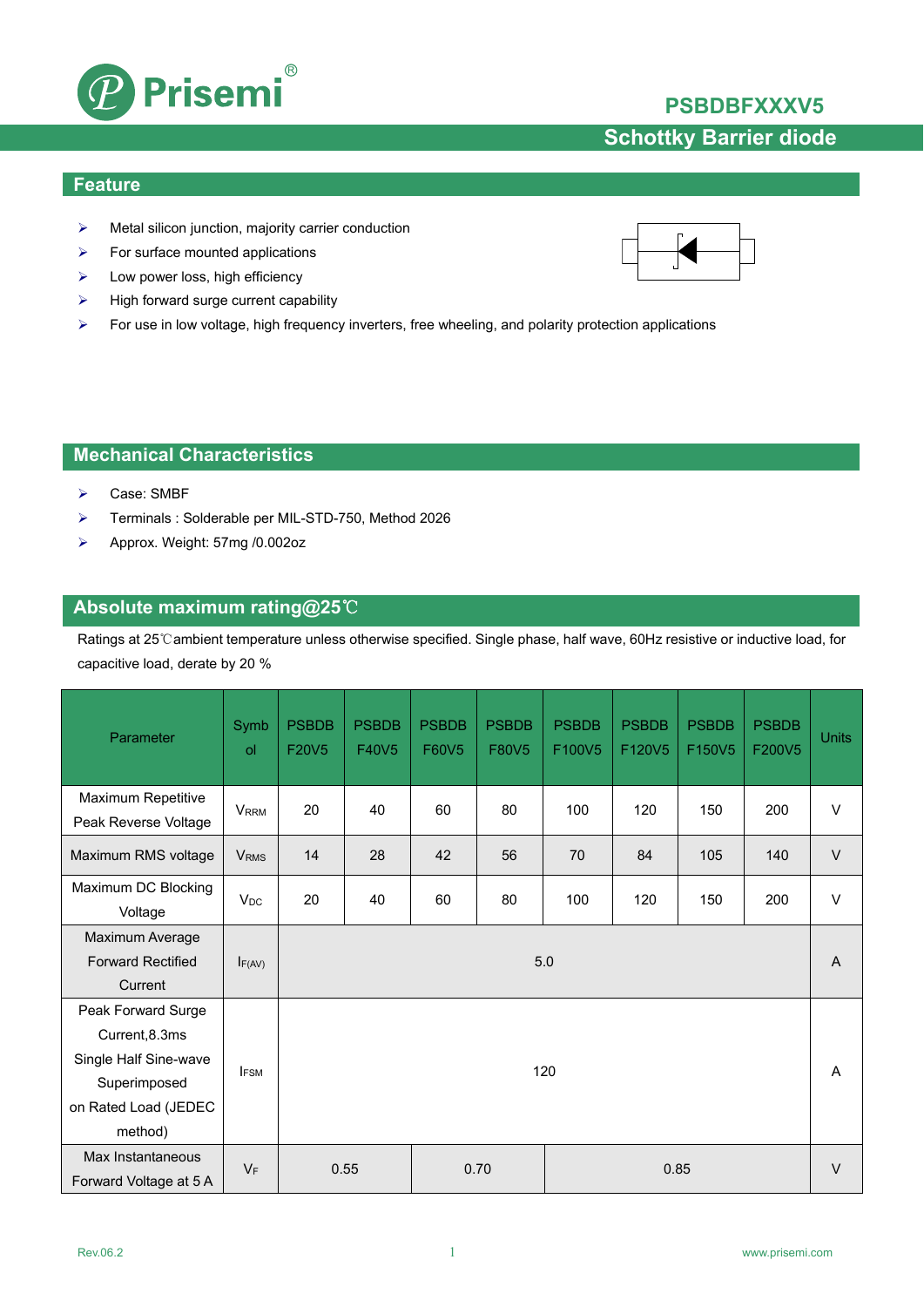# PSBDBFXXXV5

## Schottky Barrier diode

## Feature

- Metal silicon junction, majority carrier conduction
- For surface mounted applications
- Low power loss, high efficiency
- High forward surge current capability
- For use in low voltage, high frequency inverters, free wheeling, and polarity protection applications

## Mechanical Characteristics

- Case: SMBF
- Terminals : Solderable per MIL-STD-750, Method 2026
- Approx. Weight: 57mg /0.002oz

## Absolute maximum rating@25℃

Ratings at 25℃ambient temperature unless otherwise specified. Single phase, half wave, 60Hz resistive or inductive load, for capacitive load, derate by 20 %

| Parameter | Symbol | PSBDBF20V5 | PSBDBF40V5 | PSBDBF60V5 | PSBDBF80V5 | PSBDBF100V5 | PSBDBF120V5 | PSBDBF150V5 | PSBDBF200V5 | Units |
|---|---|---|---|---|---|---|---|---|---|---|
| Maximum Repetitive Peak Reverse Voltage | $V_{RRM}$ | 20 | 40 | 60 | 80 | 100 | 120 | 150 | 200 | V |
| Maximum RMS voltage | $V_{RMS}$ | 14 | 28 | 42 | 56 | 70 | 84 | 105 | 140 | V |
| Maximum DC Blocking Voltage | $V_{DC}$ | 20 | 40 | 60 | 80 | 100 | 120 | 150 | 200 | V |
| Maximum Average Forward Rectified Current | $I_{F(AV)}$ | 5.0 | | | | | | | | A |
| Peak Forward Surge Current,8.3ms Single Half Sine-wave Superimposed on Rated Load (JEDEC method) | $I_{FSM}$ | 120 | | | | | | | | A |
| Max Instantaneous Forward Voltage at 5 A | $V_F$ | 0.55 | | 0.70 | | 0.85 | | | | V |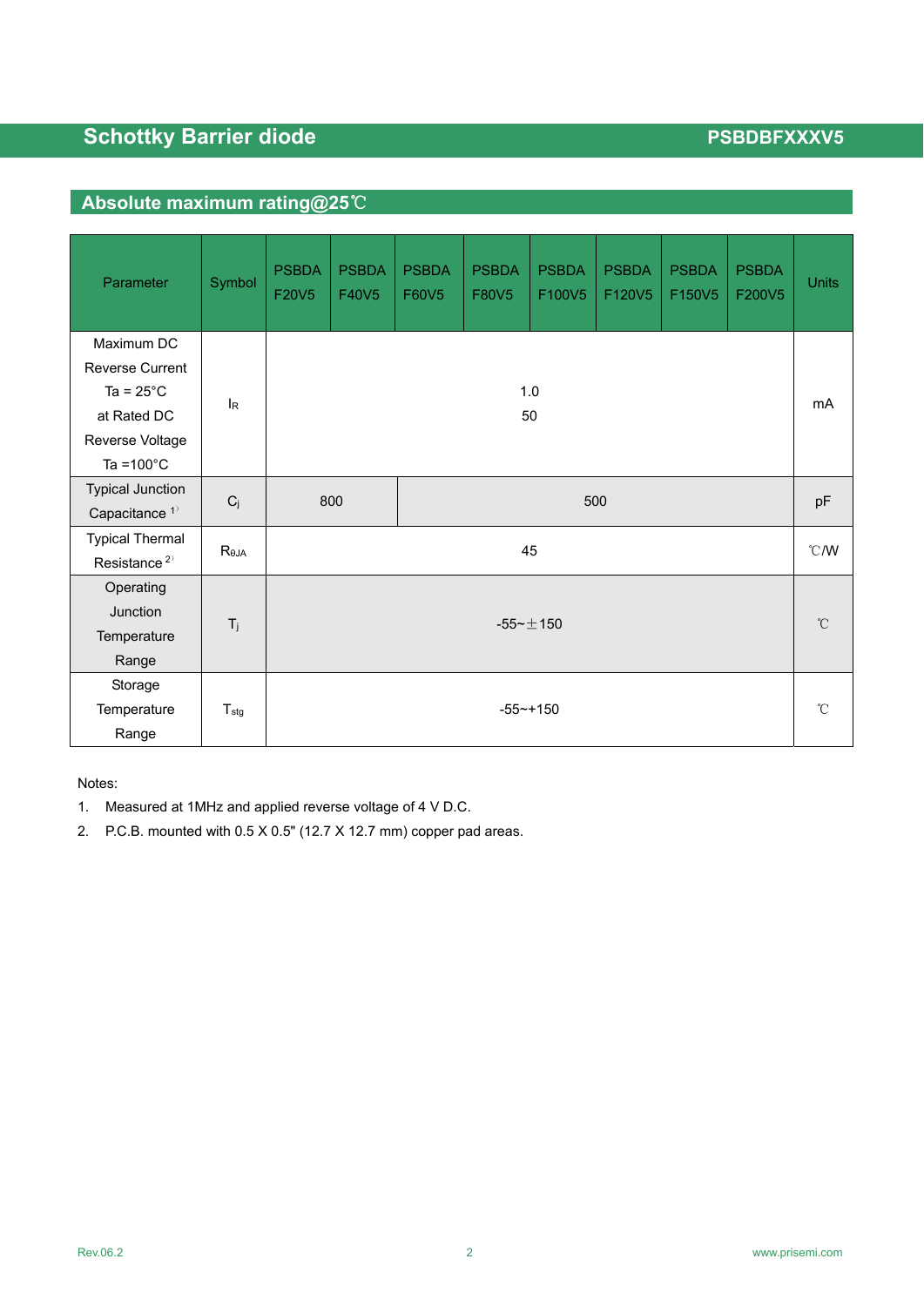## Schottky Barrier diode

## Absolute maximum rating@25℃

| Parameter | Symbol | PSBDA F20V5 | PSBDA F40V5 | PSBDA F60V5 | PSBDA F80V5 | PSBDA F100V5 | PSBDA F120V5 | PSBDA F150V5 | PSBDA F200V5 | Units |
|---|---|---|---|---|---|---|---|---|---|---|
| Maximum DC Reverse Current Ta = 25°C at Rated DC Reverse Voltage Ta =100°C | $I_R$ | 1.0<br>50 | | | | | | | | mA |
| Typical Junction Capacitance [1] | $C_j$ | 800 | | 500 | | | | | | pF |
| Typical Thermal Resistance [2] | $R_{\theta JA}$ | 45 | | | | | | | | ℃/W |
| Operating Junction Temperature Range | $T_j$ | -55~±150 | | | | | | | | ℃ |
| Storage Temperature Range | $T_{stg}$ | -55~+150 | | | | | | | | ℃ |

Notes:

1. Measured at 1MHz and applied reverse voltage of 4 V D.C.
2. P.C.B. mounted with 0.5 X 0.5" (12.7 X 12.7 mm) copper pad areas.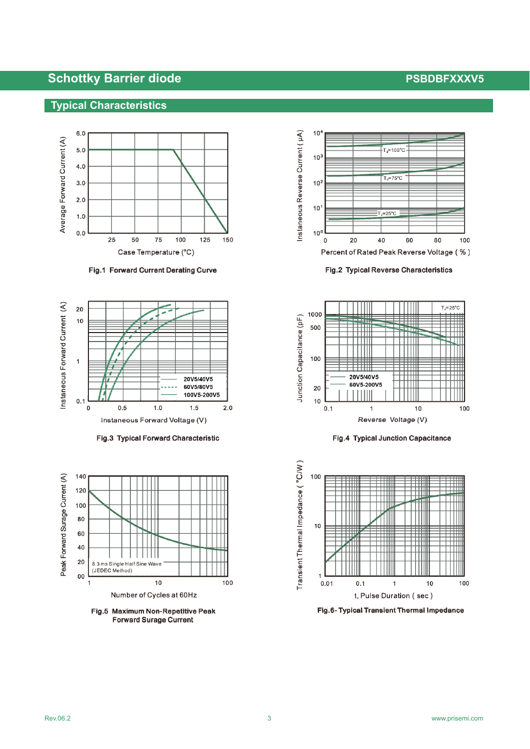## Typical Characteristics

Fig.1 Forward Current Derating Curve

Fig.2 Typical Reverse Characteristics

Fig.3 Typical Forward Characteristic

Fig.4 Typical Junction Capacitance

Fig.5 Maximum Non-Repetitive Peak Forward Surge Current

Fig.6- Typical Transient Thermal Impedance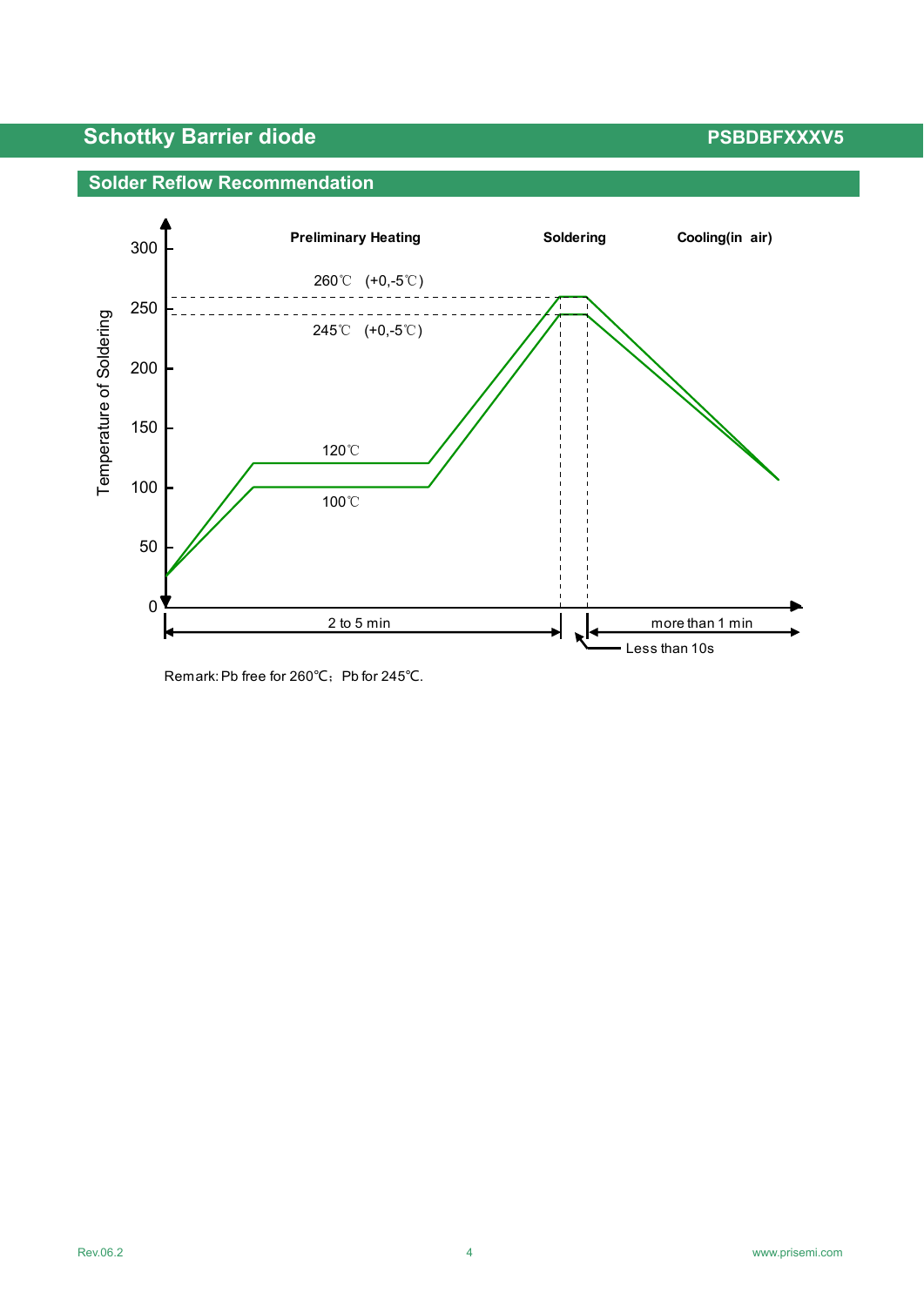## Solder Reflow Recommendation

Temperature of Soldering

| | Preliminary Heating | Soldering | Cooling(in air) |
|---|---|---|---|

260℃ (+0,-5℃)

245℃ (+0,-5℃)

120℃

100℃

2 to 5 min

Less than 10s

more than 1 min

Remark: Pb free for 260℃；Pb for 245℃.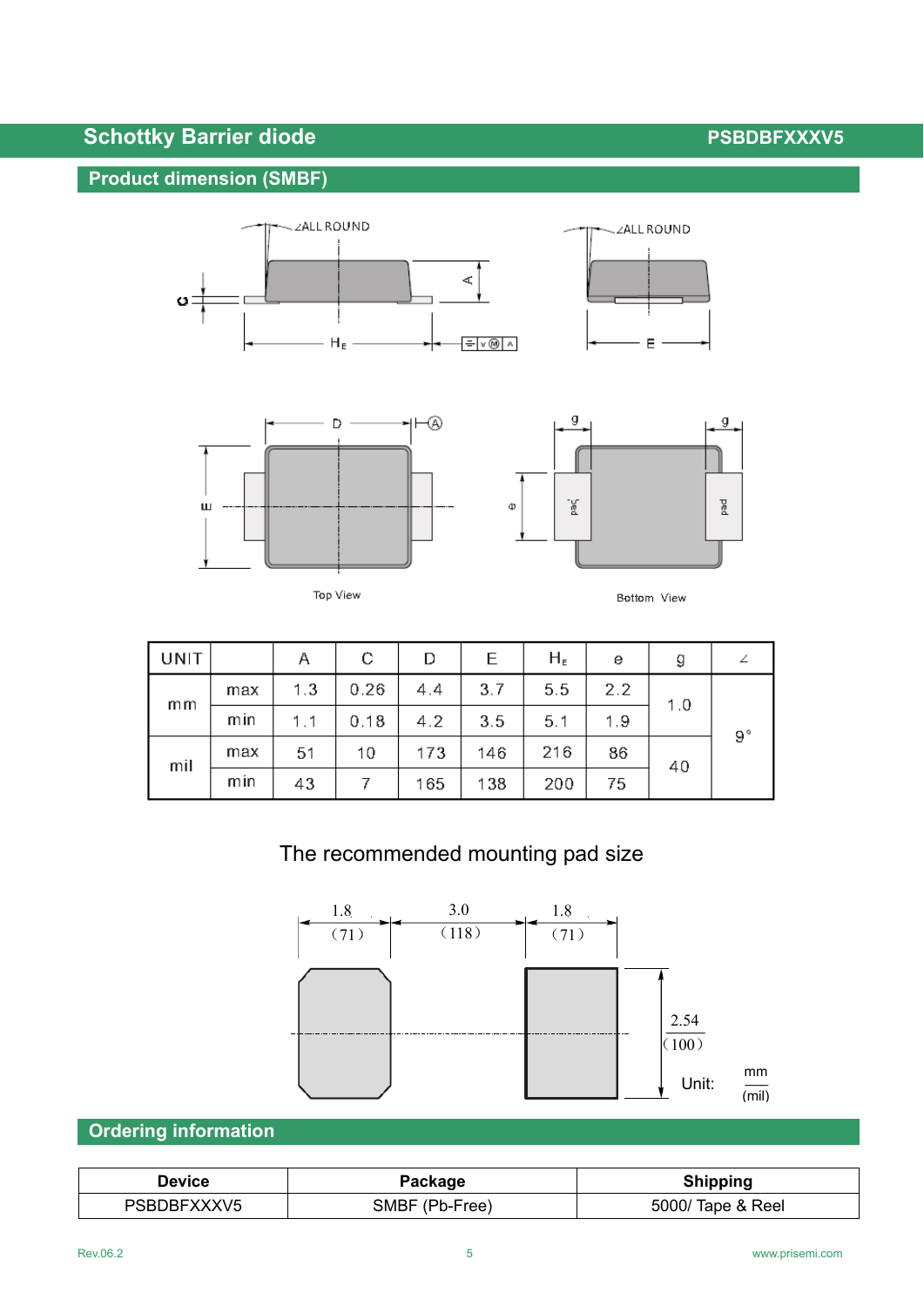## Product dimension (SMBF)

Top View

Bottom View

| UNIT | | A | C | D | E | $H_E$ | e | g | ∠ |
|---|---|---|---|---|---|---|---|---|---|
| mm | max | 1.3 | 0.26 | 4.4 | 3.7 | 5.5 | 2.2 | 1.0 | 9° |
| | min | 1.1 | 0.18 | 4.2 | 3.5 | 5.1 | 1.9 | | |
| mil | max | 51 | 10 | 173 | 146 | 216 | 86 | 40 | |
| | min | 43 | 7 | 165 | 138 | 200 | 75 | | |

The recommended mounting pad size

1.8 (71) 3.0 (118) 1.8 (71)

2.54 (100)

Unit: mm (mil)

## Ordering information

| Device | Package | Shipping |
|---|---|---|
| PSBDBFXXXV5 | SMBF (Pb-Free) | 5000/ Tape & Reel |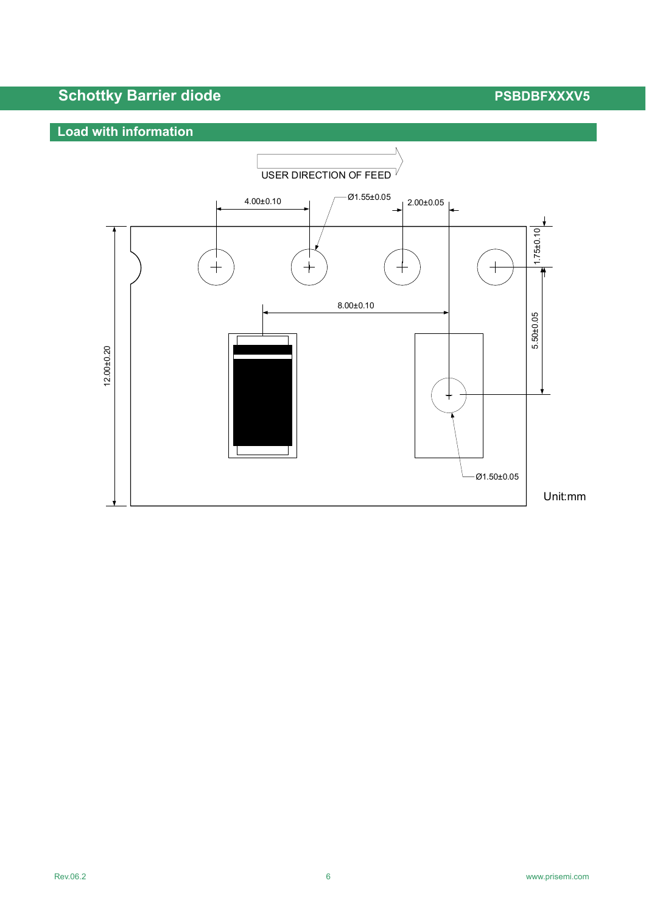## Load with information

USER DIRECTION OF FEED

4.00±0.10

Ø1.55±0.05

2.00±0.05

1.75±0.10

8.00±0.10

12.00±0.20

5.50±0.05

Ø1.50±0.05

Unit:mm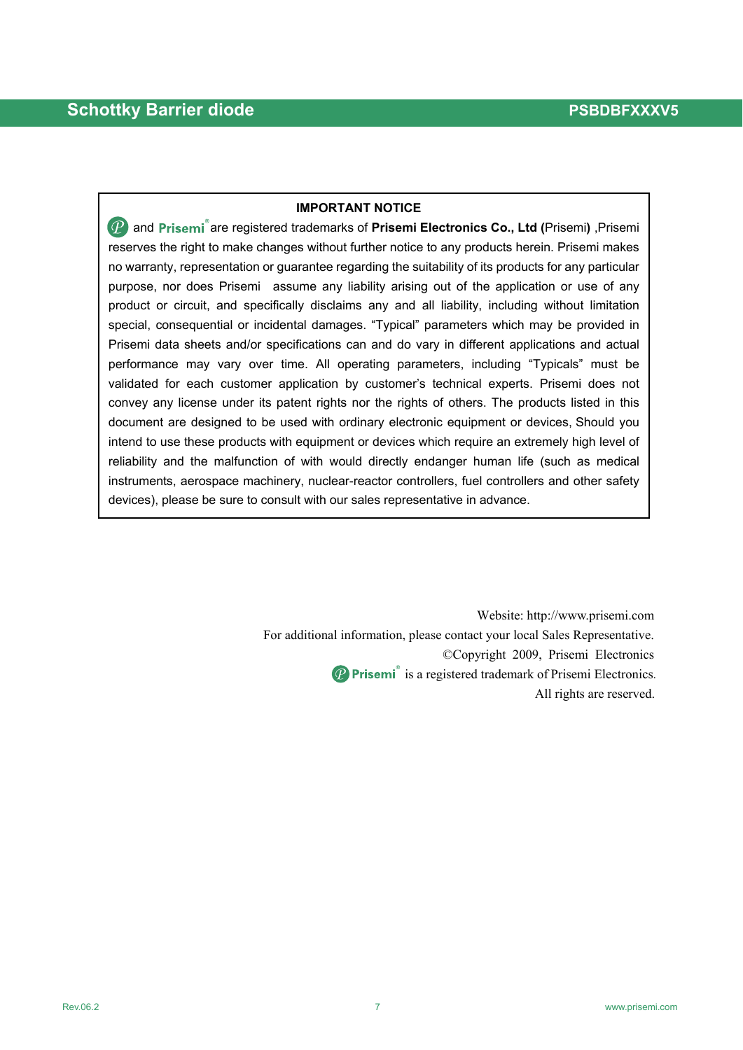## IMPORTANT NOTICE

and **Prisemi**® are registered trademarks of **Prisemi Electronics Co., Ltd (**Prisemi**)** ,Prisemi reserves the right to make changes without further notice to any products herein. Prisemi makes no warranty, representation or guarantee regarding the suitability of its products for any particular purpose, nor does Prisemi assume any liability arising out of the application or use of any product or circuit, and specifically disclaims any and all liability, including without limitation special, consequential or incidental damages. "Typical" parameters which may be provided in Prisemi data sheets and/or specifications can and do vary in different applications and actual performance may vary over time. All operating parameters, including "Typicals" must be validated for each customer application by customer's technical experts. Prisemi does not convey any license under its patent rights nor the rights of others. The products listed in this document are designed to be used with ordinary electronic equipment or devices, Should you intend to use these products with equipment or devices which require an extremely high level of reliability and the malfunction of with would directly endanger human life (such as medical instruments, aerospace machinery, nuclear-reactor controllers, fuel controllers and other safety devices), please be sure to consult with our sales representative in advance.

Website: http://www.prisemi.com

For additional information, please contact your local Sales Representative.

©Copyright 2009, Prisemi Electronics

**Prisemi**® is a registered trademark of Prisemi Electronics.

All rights are reserved.